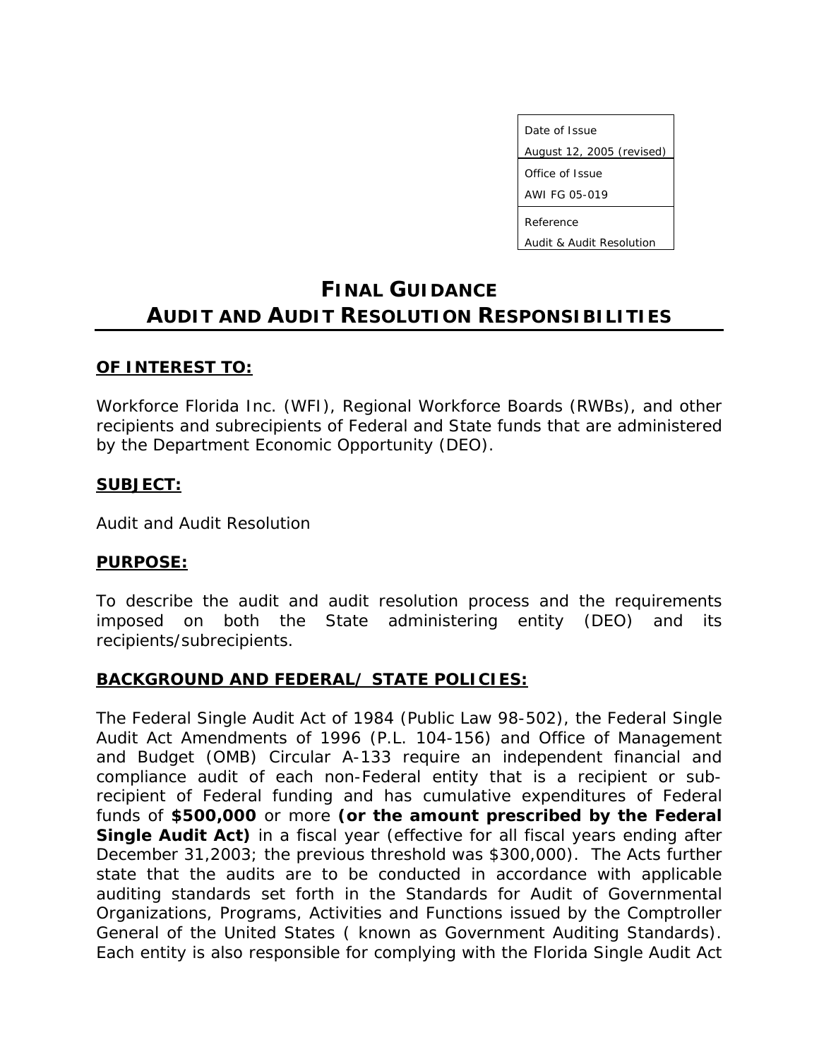| Date of Issue |
| --- |
| August 12, 2005 (revised) |
| Office of Issue |
| AWI FG 05-019 |
| Reference |
| Audit & Audit Resolution |

# FINAL GUIDANCE
# AUDIT AND AUDIT RESOLUTION RESPONSIBILITIES

## OF INTEREST TO:

Workforce Florida Inc. (WFI), Regional Workforce Boards (RWBs), and other recipients and subrecipients of Federal and State funds that are administered by the Department Economic Opportunity (DEO).

## SUBJECT:

Audit and Audit Resolution

## PURPOSE:

To describe the audit and audit resolution process and the requirements imposed on both the State administering entity (DEO) and its recipients/subrecipients.

## BACKGROUND AND FEDERAL/ STATE POLICIES:

The Federal Single Audit Act of 1984 (Public Law 98-502), the Federal Single Audit Act Amendments of 1996 (P.L. 104-156) and Office of Management and Budget (OMB) Circular A-133 require an independent financial and compliance audit of each non-Federal entity that is a recipient or sub-recipient of Federal funding and has cumulative expenditures of Federal funds of **$500,000** or more **(or the amount prescribed by the Federal Single Audit Act)** in a fiscal year (effective for all fiscal years ending after December 31,2003; the previous threshold was $300,000). The Acts further state that the audits are to be conducted in accordance with applicable auditing standards set forth in the Standards for Audit of Governmental Organizations, Programs, Activities and Functions issued by the Comptroller General of the United States ( known as Government Auditing Standards). Each entity is also responsible for complying with the Florida Single Audit Act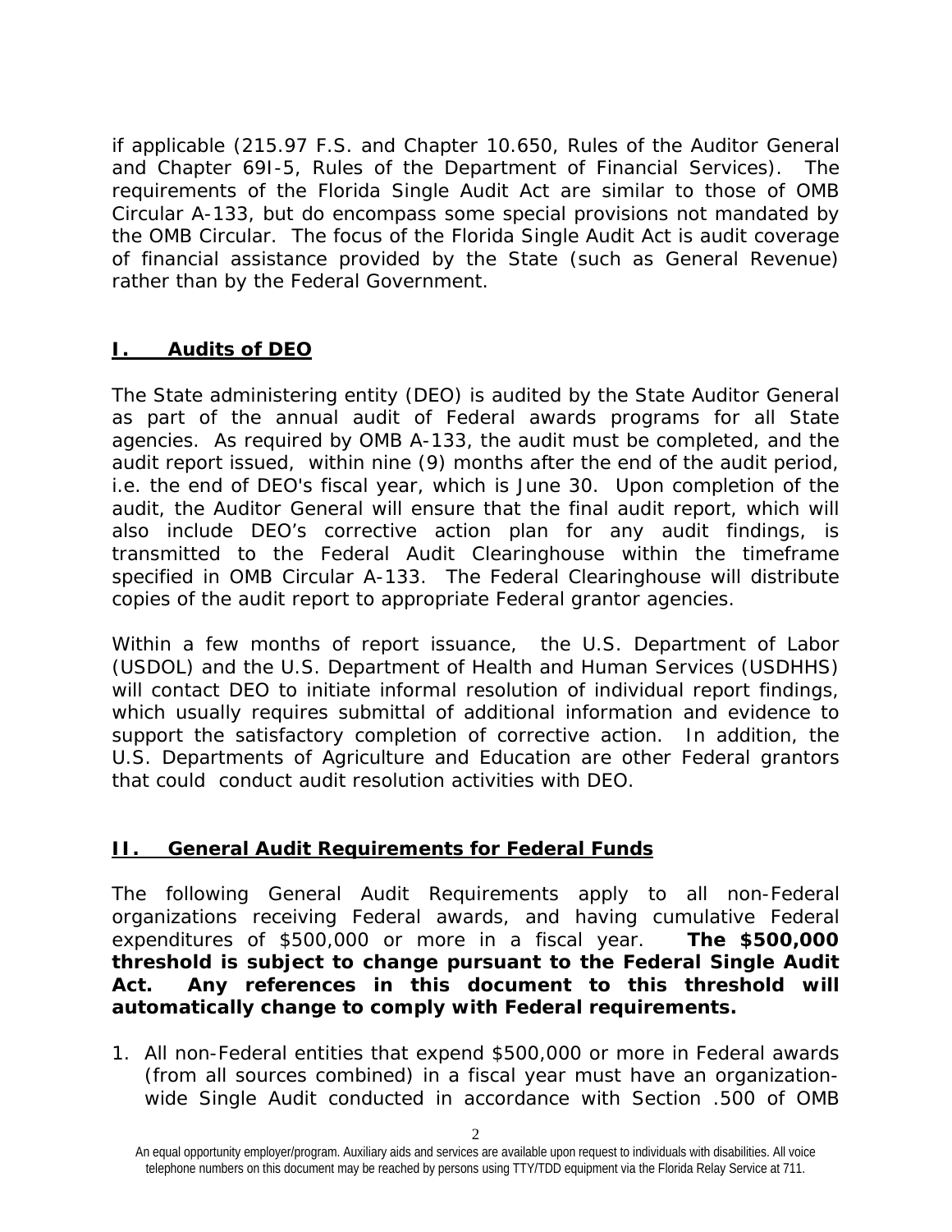if applicable (215.97 F.S. and Chapter 10.650, Rules of the Auditor General and Chapter 69I-5, Rules of the Department of Financial Services). The requirements of the Florida Single Audit Act are similar to those of OMB Circular A-133, but do encompass some special provisions not mandated by the OMB Circular. The focus of the Florida Single Audit Act is audit coverage of financial assistance provided by the State (such as General Revenue) rather than by the Federal Government.

## I. Audits of DEO

The State administering entity (DEO) is audited by the State Auditor General as part of the annual audit of Federal awards programs for all State agencies. As required by OMB A-133, the audit must be completed, and the audit report issued, within nine (9) months after the end of the audit period, i.e. the end of DEO's fiscal year, which is June 30. Upon completion of the audit, the Auditor General will ensure that the final audit report, which will also include DEO's corrective action plan for any audit findings, is transmitted to the Federal Audit Clearinghouse within the timeframe specified in OMB Circular A-133. The Federal Clearinghouse will distribute copies of the audit report to appropriate Federal grantor agencies.

Within a few months of report issuance, the U.S. Department of Labor (USDOL) and the U.S. Department of Health and Human Services (USDHHS) will contact DEO to initiate informal resolution of individual report findings, which usually requires submittal of additional information and evidence to support the satisfactory completion of corrective action. In addition, the U.S. Departments of Agriculture and Education are other Federal grantors that could conduct audit resolution activities with DEO.

## II. General Audit Requirements for Federal Funds

The following General Audit Requirements apply to all non-Federal organizations receiving Federal awards, and having cumulative Federal expenditures of $500,000 or more in a fiscal year. **The $500,000 threshold is subject to change pursuant to the Federal Single Audit Act. Any references in this document to this threshold will automatically change to comply with Federal requirements.**

1. All non-Federal entities that expend $500,000 or more in Federal awards (from all sources combined) in a fiscal year must have an organization-wide Single Audit conducted in accordance with Section .500 of OMB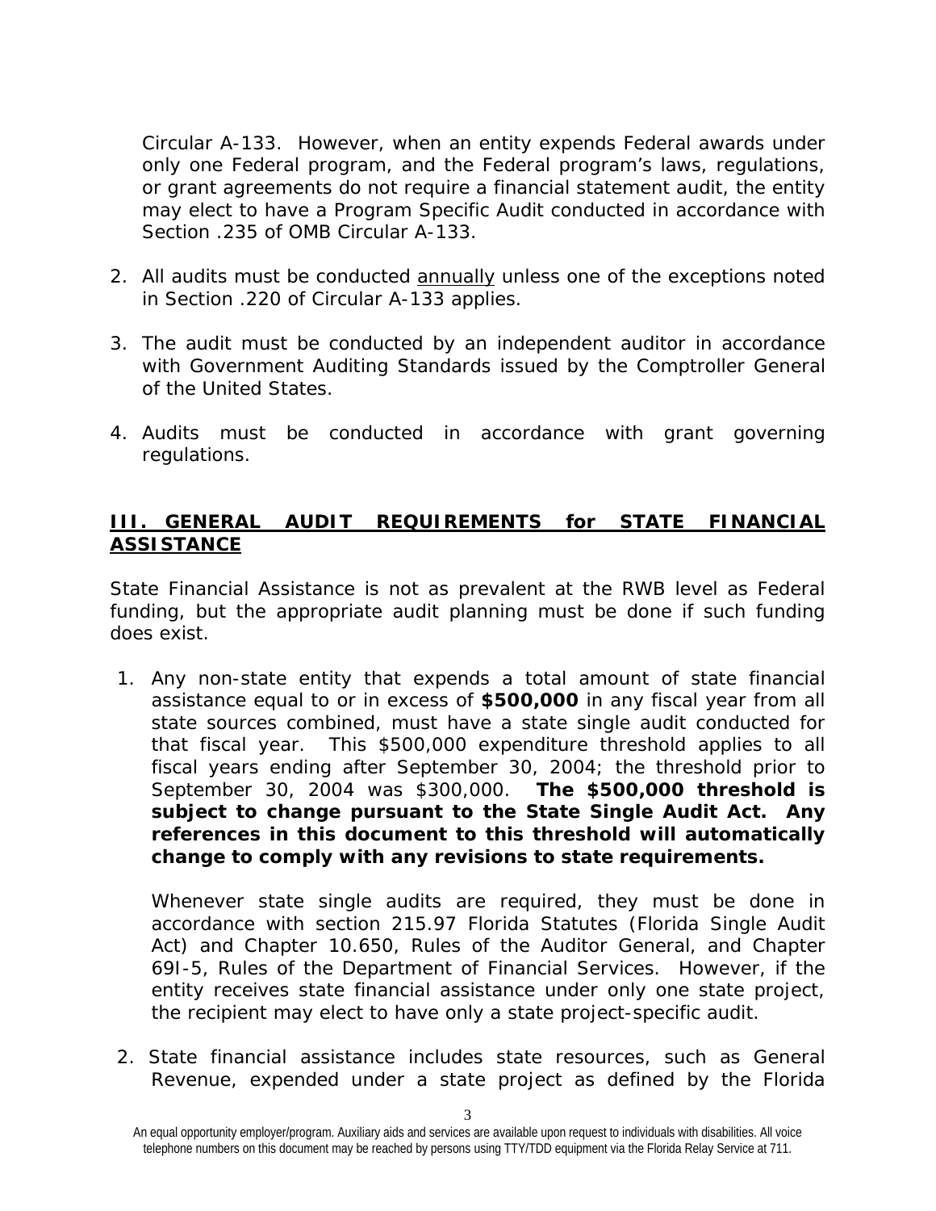Circular A-133. However, when an entity expends Federal awards under only one Federal program, and the Federal program's laws, regulations, or grant agreements do not require a financial statement audit, the entity may elect to have a Program Specific Audit conducted in accordance with Section .235 of OMB Circular A-133.

2. All audits must be conducted annually unless one of the exceptions noted in Section .220 of Circular A-133 applies.

3. The audit must be conducted by an independent auditor in accordance with Government Auditing Standards issued by the Comptroller General of the United States.

4. Audits must be conducted in accordance with grant governing regulations.

## III. GENERAL AUDIT REQUIREMENTS for STATE FINANCIAL ASSISTANCE

State Financial Assistance is not as prevalent at the RWB level as Federal funding, but the appropriate audit planning must be done if such funding does exist.

1. Any non-state entity that expends a total amount of state financial assistance equal to or in excess of **$500,000** in any fiscal year from all state sources combined, must have a state single audit conducted for that fiscal year. This $500,000 expenditure threshold applies to all fiscal years ending after September 30, 2004; the threshold prior to September 30, 2004 was $300,000. **The $500,000 threshold is subject to change pursuant to the State Single Audit Act. Any references in this document to this threshold will automatically change to comply with any revisions to state requirements.**

   Whenever state single audits are required, they must be done in accordance with section 215.97 Florida Statutes (Florida Single Audit Act) and Chapter 10.650, Rules of the Auditor General, and Chapter 69I-5, Rules of the Department of Financial Services. However, if the entity receives state financial assistance under only one state project, the recipient may elect to have only a state project-specific audit.

2. State financial assistance includes state resources, such as General Revenue, expended under a state project as defined by the Florida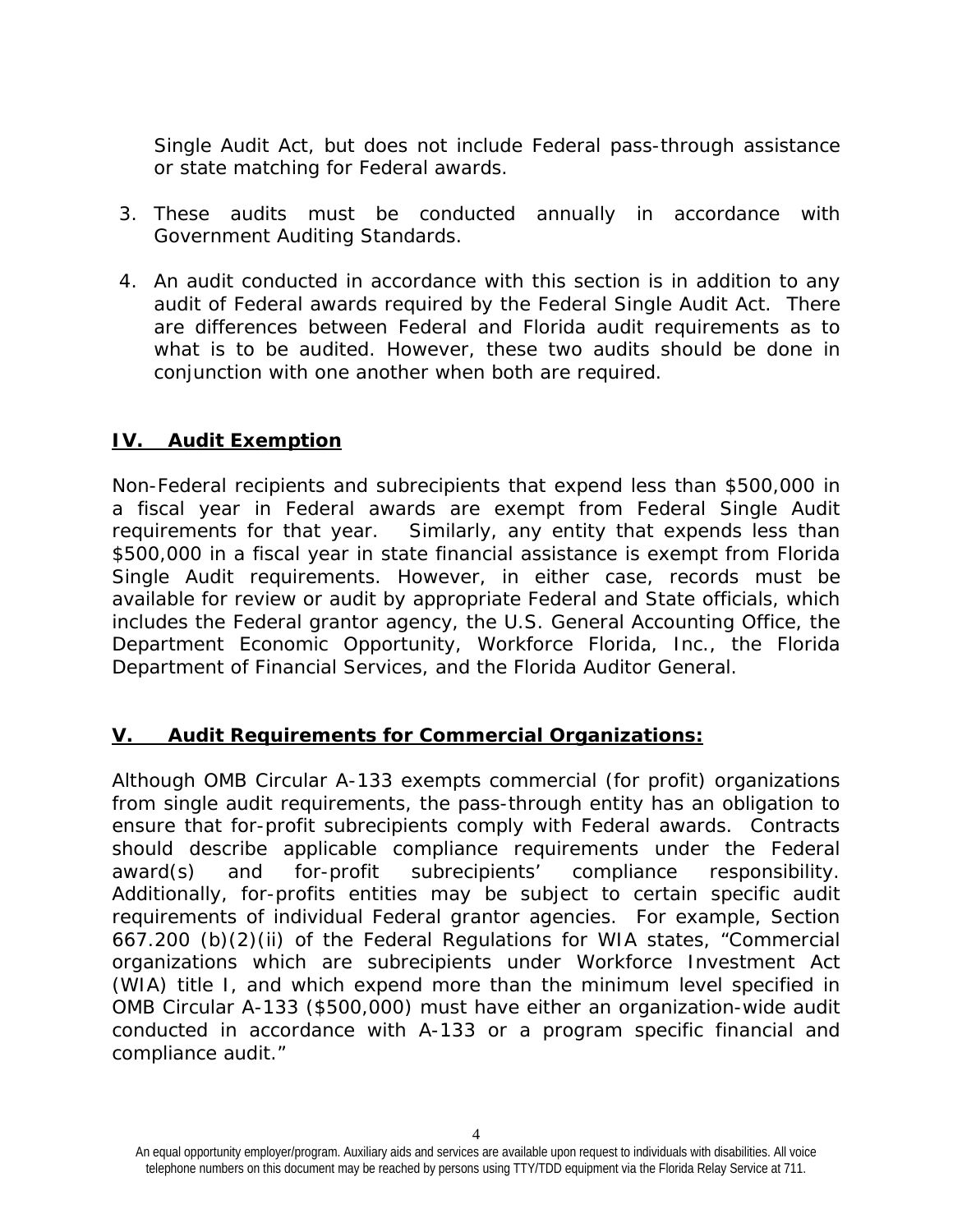Single Audit Act, but does not include Federal pass-through assistance or state matching for Federal awards.

3. These audits must be conducted annually in accordance with Government Auditing Standards.

4. An audit conducted in accordance with this section is in addition to any audit of Federal awards required by the Federal Single Audit Act. There are differences between Federal and Florida audit requirements as to what is to be audited. However, these two audits should be done in conjunction with one another when both are required.

## IV. Audit Exemption

Non-Federal recipients and subrecipients that expend less than $500,000 in a fiscal year in Federal awards are exempt from Federal Single Audit requirements for that year. Similarly, any entity that expends less than $500,000 in a fiscal year in state financial assistance is exempt from Florida Single Audit requirements. However, in either case, records must be available for review or audit by appropriate Federal and State officials, which includes the Federal grantor agency, the U.S. General Accounting Office, the Department Economic Opportunity, Workforce Florida, Inc., the Florida Department of Financial Services, and the Florida Auditor General.

## V. Audit Requirements for Commercial Organizations:

Although OMB Circular A-133 exempts commercial (for profit) organizations from single audit requirements, the pass-through entity has an obligation to ensure that for-profit subrecipients comply with Federal awards. Contracts should describe applicable compliance requirements under the Federal award(s) and for-profit subrecipients' compliance responsibility. Additionally, for-profits entities may be subject to certain specific audit requirements of individual Federal grantor agencies. For example, Section 667.200 (b)(2)(ii) of the Federal Regulations for WIA states, "Commercial organizations which are subrecipients under Workforce Investment Act (WIA) title I, and which expend more than the minimum level specified in OMB Circular A-133 ($500,000) must have either an organization-wide audit conducted in accordance with A-133 or a program specific financial and compliance audit."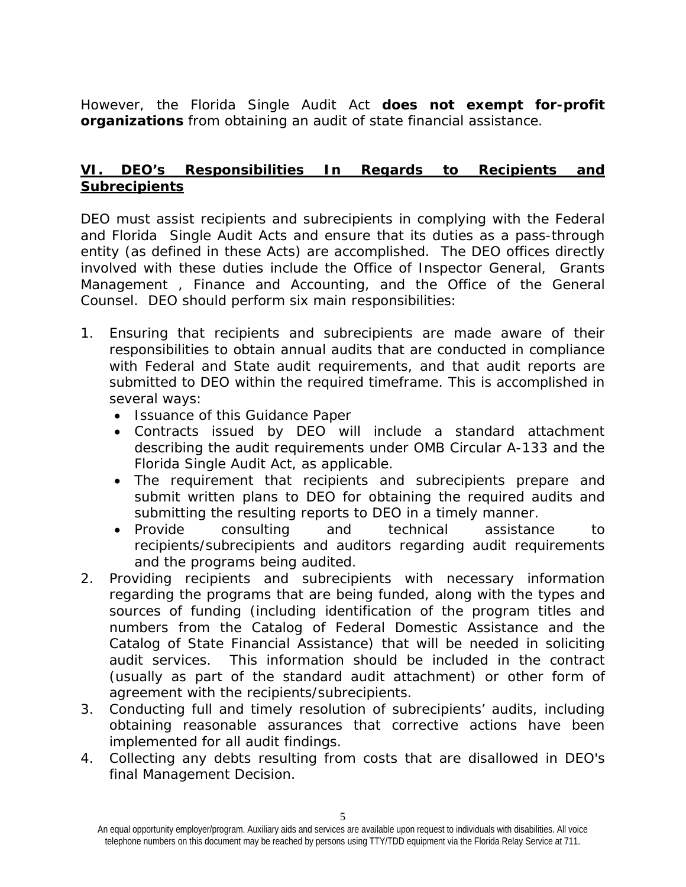However, the Florida Single Audit Act **does not exempt for-profit organizations** from obtaining an audit of state financial assistance.

## VI. DEO's Responsibilities In Regards to Recipients and Subrecipients

DEO must assist recipients and subrecipients in complying with the Federal and Florida Single Audit Acts and ensure that its duties as a pass-through entity (as defined in these Acts) are accomplished. The DEO offices directly involved with these duties include the Office of Inspector General, Grants Management , Finance and Accounting, and the Office of the General Counsel. DEO should perform six main responsibilities:

1. Ensuring that recipients and subrecipients are made aware of their responsibilities to obtain annual audits that are conducted in compliance with Federal and State audit requirements, and that audit reports are submitted to DEO within the required timeframe. This is accomplished in several ways:
   - Issuance of this Guidance Paper
   - Contracts issued by DEO will include a standard attachment describing the audit requirements under OMB Circular A-133 and the Florida Single Audit Act, as applicable.
   - The requirement that recipients and subrecipients prepare and submit written plans to DEO for obtaining the required audits and submitting the resulting reports to DEO in a timely manner.
   - Provide consulting and technical assistance to recipients/subrecipients and auditors regarding audit requirements and the programs being audited.
2. Providing recipients and subrecipients with necessary information regarding the programs that are being funded, along with the types and sources of funding (including identification of the program titles and numbers from the Catalog of Federal Domestic Assistance and the Catalog of State Financial Assistance) that will be needed in soliciting audit services. This information should be included in the contract (usually as part of the standard audit attachment) or other form of agreement with the recipients/subrecipients.
3. Conducting full and timely resolution of subrecipients' audits, including obtaining reasonable assurances that corrective actions have been implemented for all audit findings.
4. Collecting any debts resulting from costs that are disallowed in DEO's final Management Decision.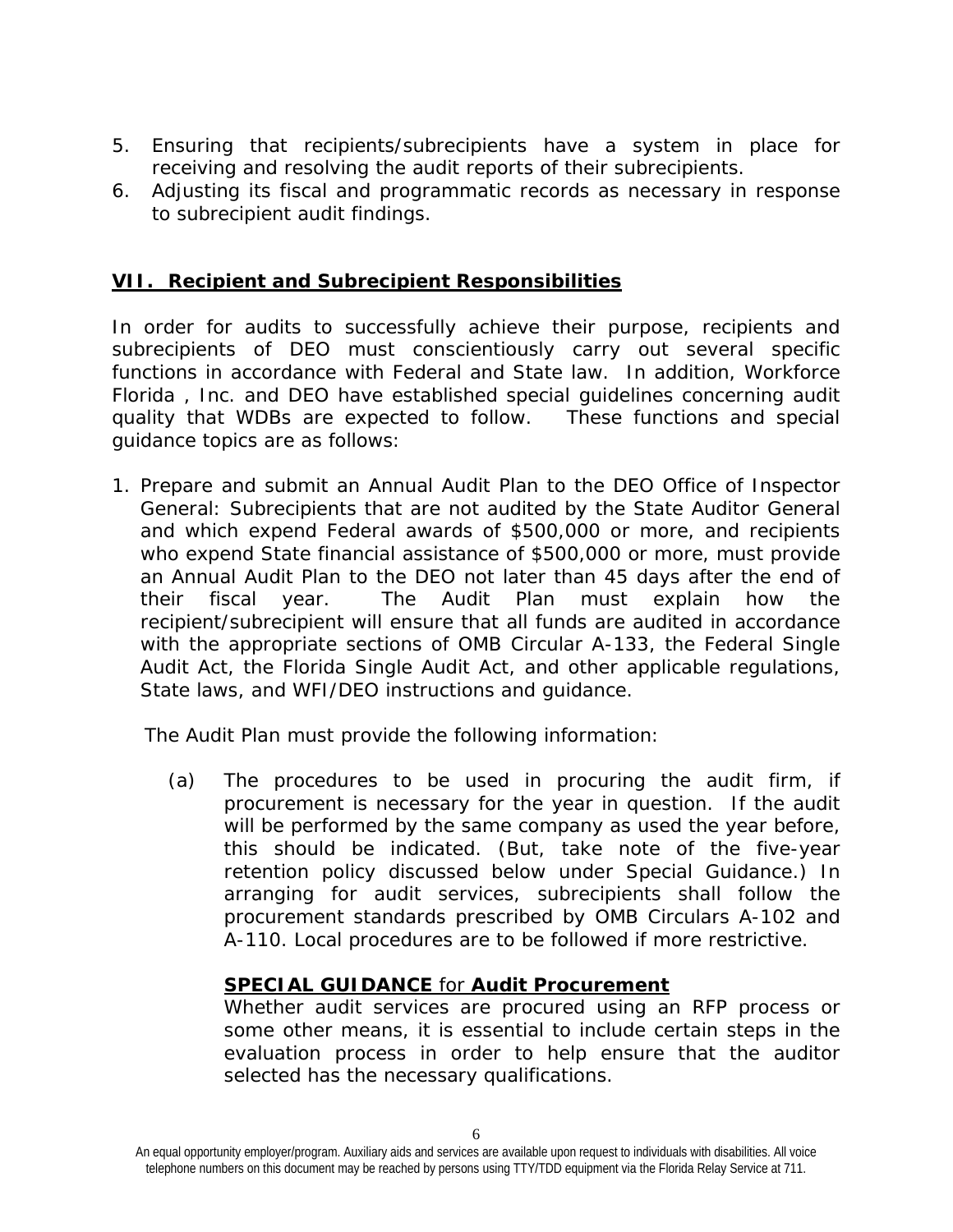5. Ensuring that recipients/subrecipients have a system in place for receiving and resolving the audit reports of their subrecipients.
6. Adjusting its fiscal and programmatic records as necessary in response to subrecipient audit findings.

## **VII. Recipient and Subrecipient Responsibilities**

In order for audits to successfully achieve their purpose, recipients and subrecipients of DEO must conscientiously carry out several specific functions in accordance with Federal and State law. In addition, Workforce Florida , Inc. and DEO have established special guidelines concerning audit quality that WDBs are expected to follow. These functions and special guidance topics are as follows:

1. Prepare and submit an Annual Audit Plan to the DEO Office of Inspector General: Subrecipients that are not audited by the State Auditor General and which expend Federal awards of $500,000 or more, and recipients who expend State financial assistance of $500,000 or more, must provide an Annual Audit Plan to the DEO not later than 45 days after the end of their fiscal year. The Audit Plan must explain how the recipient/subrecipient will ensure that all funds are audited in accordance with the appropriate sections of OMB Circular A-133, the Federal Single Audit Act, the Florida Single Audit Act, and other applicable regulations, State laws, and WFI/DEO instructions and guidance.

   The Audit Plan must provide the following information:

   (a) The procedures to be used in procuring the audit firm, if procurement is necessary for the year in question. If the audit will be performed by the same company as used the year before, this should be indicated. (But, take note of the five-year retention policy discussed below under Special Guidance.) In arranging for audit services, subrecipients shall follow the procurement standards prescribed by OMB Circulars A-102 and A-110. Local procedures are to be followed if more restrictive.

   **SPECIAL GUIDANCE** for **Audit Procurement**
   Whether audit services are procured using an RFP process or some other means, it is essential to include certain steps in the evaluation process in order to help ensure that the auditor selected has the necessary qualifications.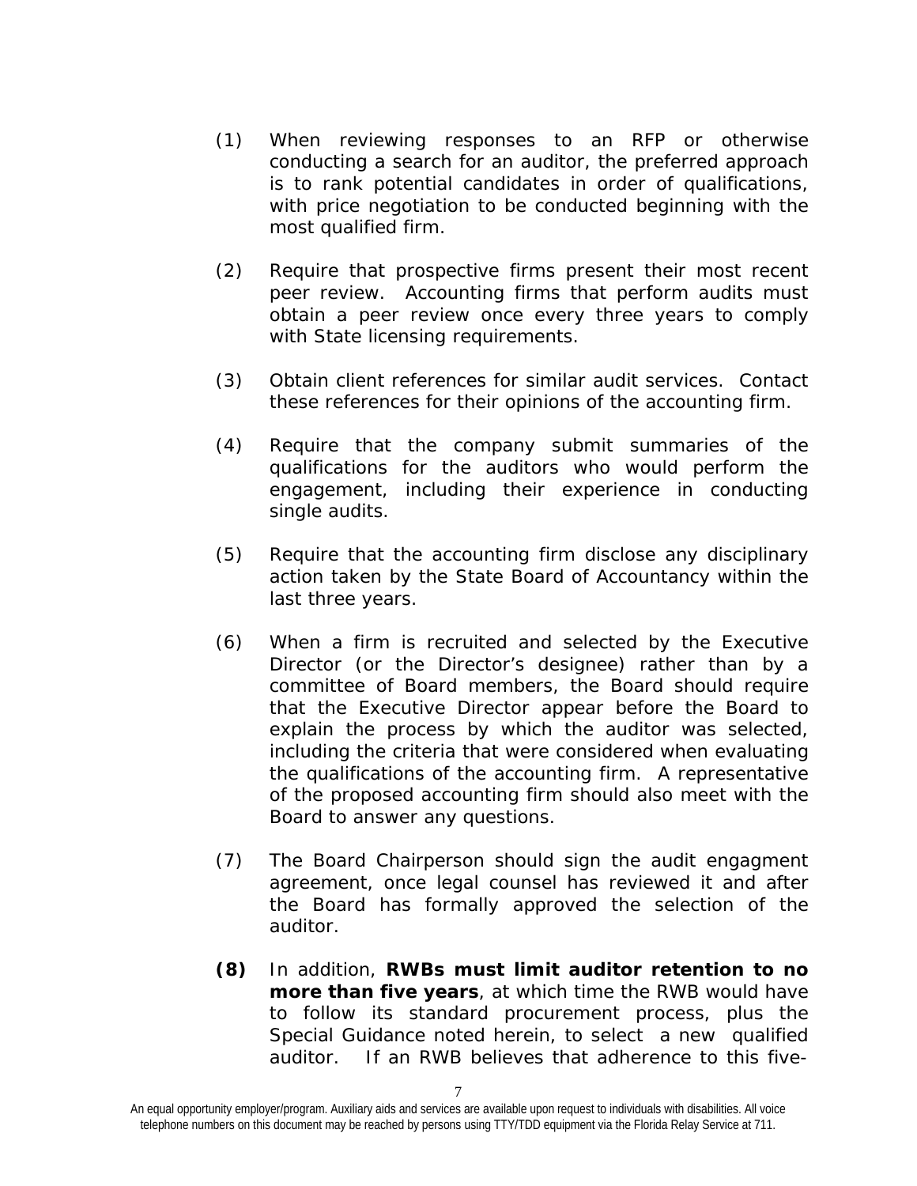(1) When reviewing responses to an RFP or otherwise conducting a search for an auditor, the preferred approach is to rank potential candidates in order of qualifications, with price negotiation to be conducted beginning with the most qualified firm.

(2) Require that prospective firms present their most recent peer review. Accounting firms that perform audits must obtain a peer review once every three years to comply with State licensing requirements.

(3) Obtain client references for similar audit services. Contact these references for their opinions of the accounting firm.

(4) Require that the company submit summaries of the qualifications for the auditors who would perform the engagement, including their experience in conducting single audits.

(5) Require that the accounting firm disclose any disciplinary action taken by the State Board of Accountancy within the last three years.

(6) When a firm is recruited and selected by the Executive Director (or the Director's designee) rather than by a committee of Board members, the Board should require that the Executive Director appear before the Board to explain the process by which the auditor was selected, including the criteria that were considered when evaluating the qualifications of the accounting firm. A representative of the proposed accounting firm should also meet with the Board to answer any questions.

(7) The Board Chairperson should sign the audit engagment agreement, once legal counsel has reviewed it and after the Board has formally approved the selection of the auditor.

**(8)** In addition, **RWBs must limit auditor retention to no more than five years**, at which time the RWB would have to follow its standard procurement process, plus the Special Guidance noted herein, to select a new qualified auditor. If an RWB believes that adherence to this five-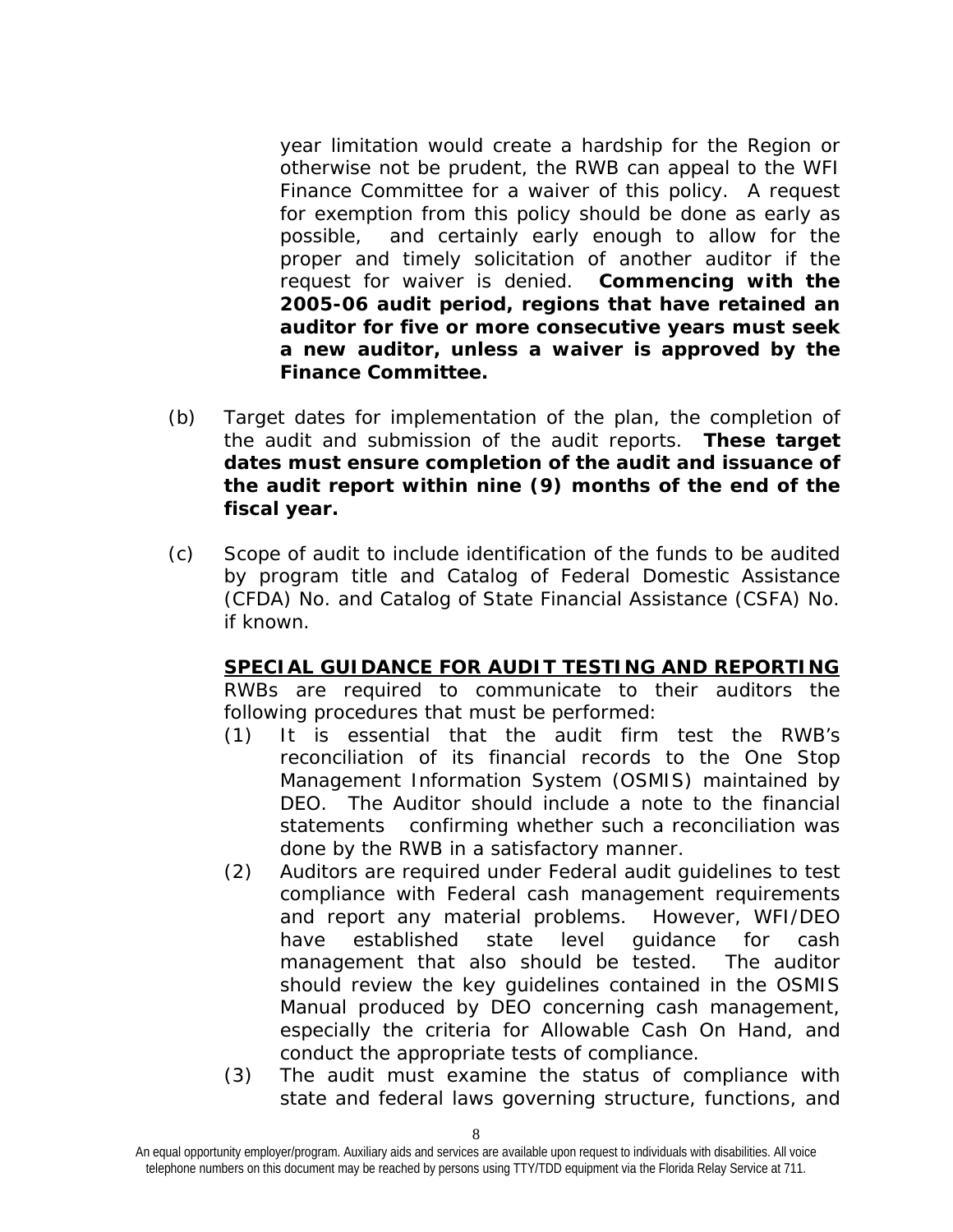year limitation would create a hardship for the Region or otherwise not be prudent, the RWB can appeal to the WFI Finance Committee for a waiver of this policy. A request for exemption from this policy should be done as early as possible, and certainly early enough to allow for the proper and timely solicitation of another auditor if the request for waiver is denied. **Commencing with the 2005-06 audit period, regions that have retained an auditor for five or more consecutive years must seek a new auditor, unless a waiver is approved by the Finance Committee.**

(b) Target dates for implementation of the plan, the completion of the audit and submission of the audit reports. **These target dates must ensure completion of the audit and issuance of the audit report within nine (9) months of the end of the fiscal year.**

(c) Scope of audit to include identification of the funds to be audited by program title and Catalog of Federal Domestic Assistance (CFDA) No. and Catalog of State Financial Assistance (CSFA) No. if known.

**SPECIAL GUIDANCE FOR AUDIT TESTING AND REPORTING**

RWBs are required to communicate to their auditors the following procedures that must be performed:

(1) It is essential that the audit firm test the RWB's reconciliation of its financial records to the One Stop Management Information System (OSMIS) maintained by DEO. The Auditor should include a note to the financial statements confirming whether such a reconciliation was done by the RWB in a satisfactory manner.

(2) Auditors are required under Federal audit guidelines to test compliance with Federal cash management requirements and report any material problems. However, WFI/DEO have established state level guidance for cash management that also should be tested. The auditor should review the key guidelines contained in the OSMIS Manual produced by DEO concerning cash management, especially the criteria for Allowable Cash On Hand, and conduct the appropriate tests of compliance.

(3) The audit must examine the status of compliance with state and federal laws governing structure, functions, and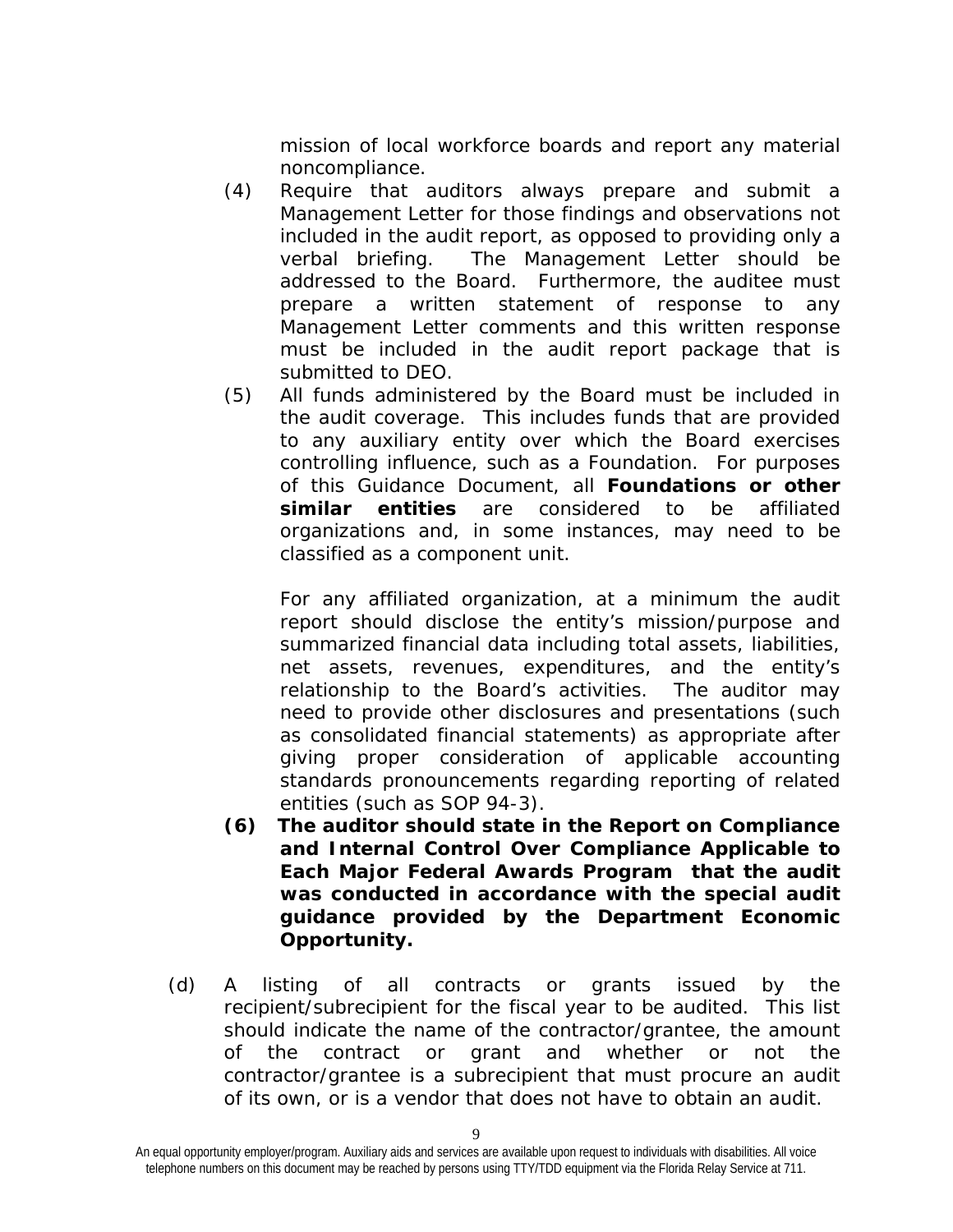mission of local workforce boards and report any material noncompliance.

(4) Require that auditors always prepare and submit a Management Letter for those findings and observations not included in the audit report, as opposed to providing only a verbal briefing. The Management Letter should be addressed to the Board. Furthermore, the auditee must prepare a written statement of response to any Management Letter comments and this written response must be included in the audit report package that is submitted to DEO.

(5) All funds administered by the Board must be included in the audit coverage. This includes funds that are provided to any auxiliary entity over which the Board exercises controlling influence, such as a Foundation. For purposes of this Guidance Document, all **Foundations or other similar entities** are considered to be affiliated organizations and, in some instances, may need to be classified as a component unit.

For any affiliated organization, at a minimum the audit report should disclose the entity's mission/purpose and summarized financial data including total assets, liabilities, net assets, revenues, expenditures, and the entity's relationship to the Board's activities. The auditor may need to provide other disclosures and presentations (such as consolidated financial statements) as appropriate after giving proper consideration of applicable accounting standards pronouncements regarding reporting of related entities (such as SOP 94-3).

**(6) The auditor should state in the Report on Compliance and Internal Control Over Compliance Applicable to Each Major Federal Awards Program that the audit was conducted in accordance with the special audit guidance provided by the Department Economic Opportunity.**

(d) A listing of all contracts or grants issued by the recipient/subrecipient for the fiscal year to be audited. This list should indicate the name of the contractor/grantee, the amount of the contract or grant and whether or not the contractor/grantee is a subrecipient that must procure an audit of its own, or is a vendor that does not have to obtain an audit.

An equal opportunity employer/program. Auxiliary aids and services are available upon request to individuals with disabilities. All voice telephone numbers on this document may be reached by persons using TTY/TDD equipment via the Florida Relay Service at 711.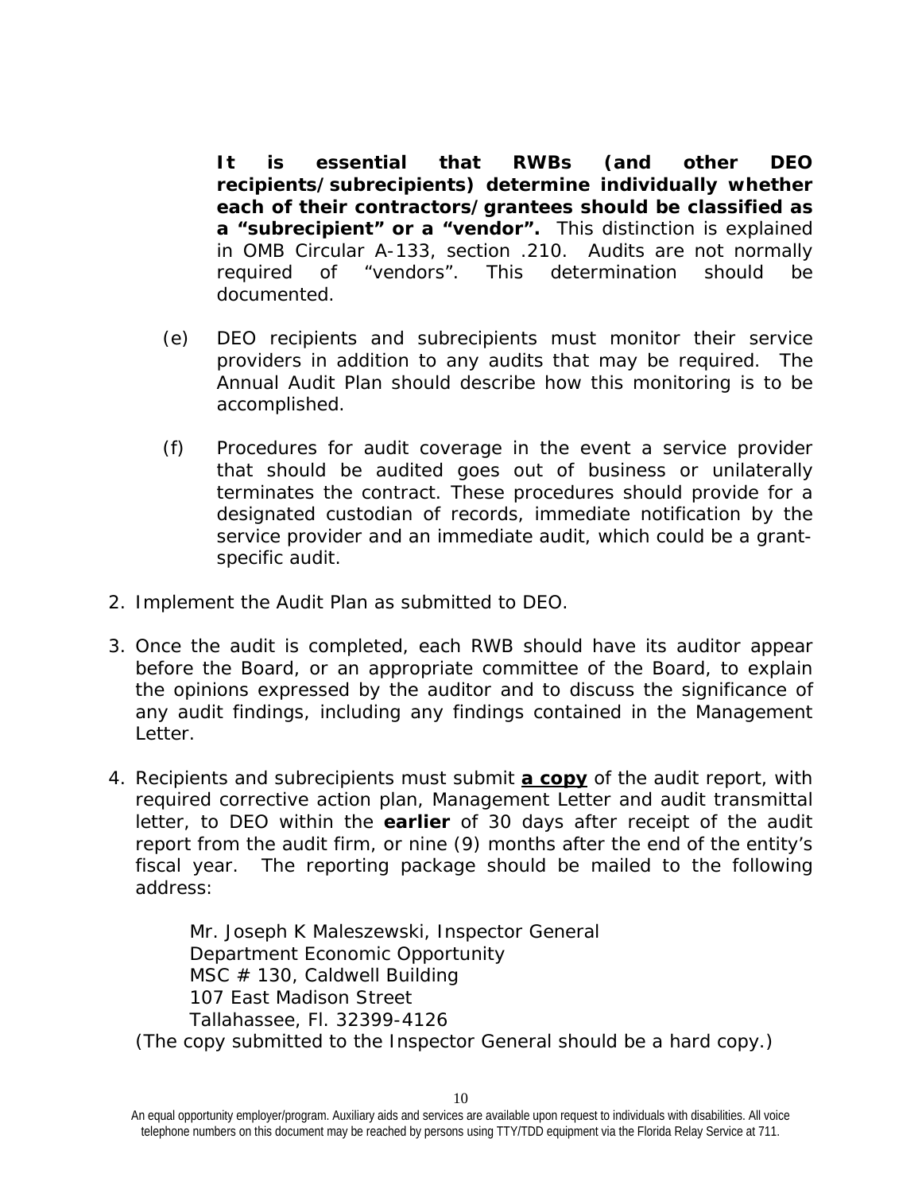**It is essential that RWBs (and other DEO recipients/subrecipients) determine individually whether each of their contractors/grantees should be classified as a "subrecipient" or a "vendor".** This distinction is explained in OMB Circular A-133, section .210. Audits are not normally required of "vendors". This determination should be documented.

(e) DEO recipients and subrecipients must monitor their service providers in addition to any audits that may be required. The Annual Audit Plan should describe how this monitoring is to be accomplished.

(f) Procedures for audit coverage in the event a service provider that should be audited goes out of business or unilaterally terminates the contract. These procedures should provide for a designated custodian of records, immediate notification by the service provider and an immediate audit, which could be a grant-specific audit.

2. Implement the Audit Plan as submitted to DEO.

3. Once the audit is completed, each RWB should have its auditor appear before the Board, or an appropriate committee of the Board, to explain the opinions expressed by the auditor and to discuss the significance of any audit findings, including any findings contained in the Management Letter.

4. Recipients and subrecipients must submit **a copy** of the audit report, with required corrective action plan, Management Letter and audit transmittal letter, to DEO within the **earlier** of 30 days after receipt of the audit report from the audit firm, or nine (9) months after the end of the entity's fiscal year. The reporting package should be mailed to the following address:

   Mr. Joseph K Maleszewski, Inspector General
   Department Economic Opportunity
   MSC # 130, Caldwell Building
   107 East Madison Street
   Tallahassee, Fl. 32399-4126

   (The copy submitted to the Inspector General should be a hard copy.)

An equal opportunity employer/program. Auxiliary aids and services are available upon request to individuals with disabilities. All voice telephone numbers on this document may be reached by persons using TTY/TDD equipment via the Florida Relay Service at 711.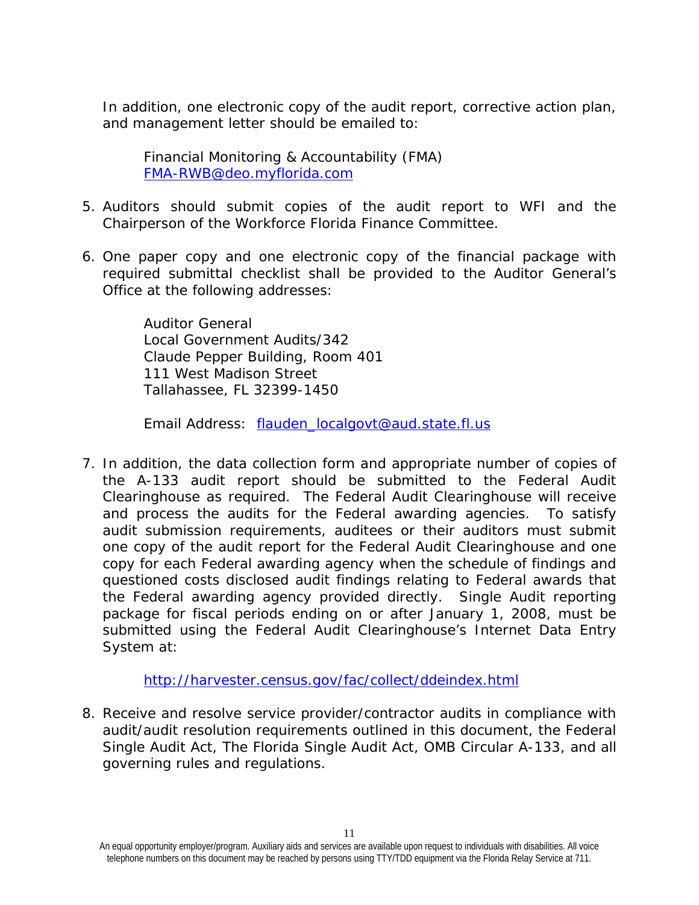In addition, one electronic copy of the audit report, corrective action plan, and management letter should be emailed to:

> Financial Monitoring & Accountability (FMA)
> FMA-RWB@deo.myflorida.com

5. Auditors should submit copies of the audit report to WFI and the Chairperson of the Workforce Florida Finance Committee.

6. One paper copy and one electronic copy of the financial package with required submittal checklist shall be provided to the Auditor General's Office at the following addresses:

   > Auditor General
   > Local Government Audits/342
   > Claude Pepper Building, Room 401
   > 111 West Madison Street
   > Tallahassee, FL 32399-1450
   >
   > Email Address: flauden_localgovt@aud.state.fl.us

7. In addition, the data collection form and appropriate number of copies of the A-133 audit report should be submitted to the Federal Audit Clearinghouse as required. The Federal Audit Clearinghouse will receive and process the audits for the Federal awarding agencies. To satisfy audit submission requirements, auditees or their auditors must submit one copy of the audit report for the Federal Audit Clearinghouse and one copy for each Federal awarding agency when the schedule of findings and questioned costs disclosed audit findings relating to Federal awards that the Federal awarding agency provided directly. Single Audit reporting package for fiscal periods ending on or after January 1, 2008, must be submitted using the Federal Audit Clearinghouse's Internet Data Entry System at:

   > http://harvester.census.gov/fac/collect/ddeindex.html

8. Receive and resolve service provider/contractor audits in compliance with audit/audit resolution requirements outlined in this document, the Federal Single Audit Act, The Florida Single Audit Act, OMB Circular A-133, and all governing rules and regulations.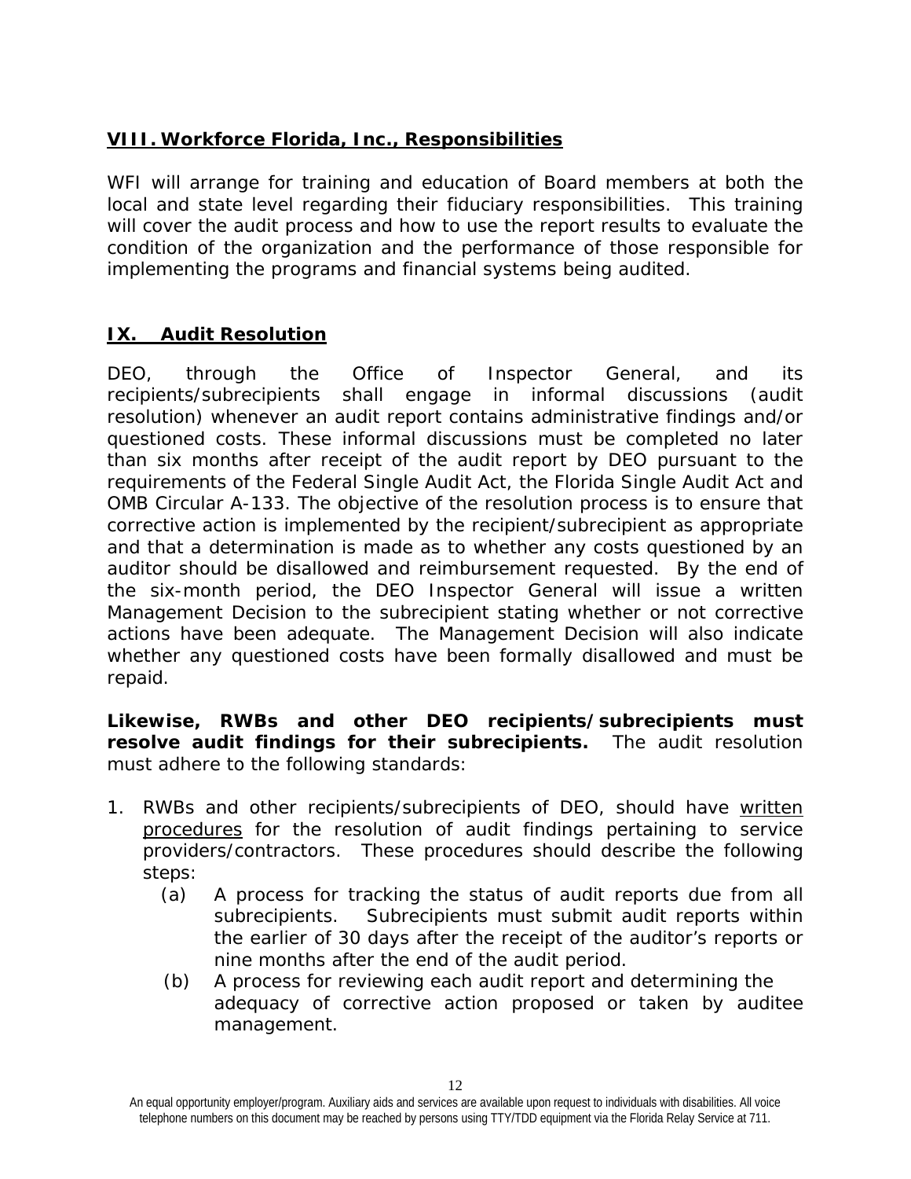## VIII. Workforce Florida, Inc., Responsibilities

WFI will arrange for training and education of Board members at both the local and state level regarding their fiduciary responsibilities. This training will cover the audit process and how to use the report results to evaluate the condition of the organization and the performance of those responsible for implementing the programs and financial systems being audited.

## IX. Audit Resolution

DEO, through the Office of Inspector General, and its recipients/subrecipients shall engage in informal discussions (audit resolution) whenever an audit report contains administrative findings and/or questioned costs. These informal discussions must be completed no later than six months after receipt of the audit report by DEO pursuant to the requirements of the Federal Single Audit Act, the Florida Single Audit Act and OMB Circular A-133. The objective of the resolution process is to ensure that corrective action is implemented by the recipient/subrecipient as appropriate and that a determination is made as to whether any costs questioned by an auditor should be disallowed and reimbursement requested. By the end of the six-month period, the DEO Inspector General will issue a written Management Decision to the subrecipient stating whether or not corrective actions have been adequate. The Management Decision will also indicate whether any questioned costs have been formally disallowed and must be repaid.

**Likewise, RWBs and other DEO recipients/subrecipients must resolve audit findings for their subrecipients.** The audit resolution must adhere to the following standards:

1. RWBs and other recipients/subrecipients of DEO, should have written procedures for the resolution of audit findings pertaining to service providers/contractors. These procedures should describe the following steps:
   - (a) A process for tracking the status of audit reports due from all subrecipients. Subrecipients must submit audit reports within the earlier of 30 days after the receipt of the auditor's reports or nine months after the end of the audit period.
   - (b) A process for reviewing each audit report and determining the adequacy of corrective action proposed or taken by auditee management.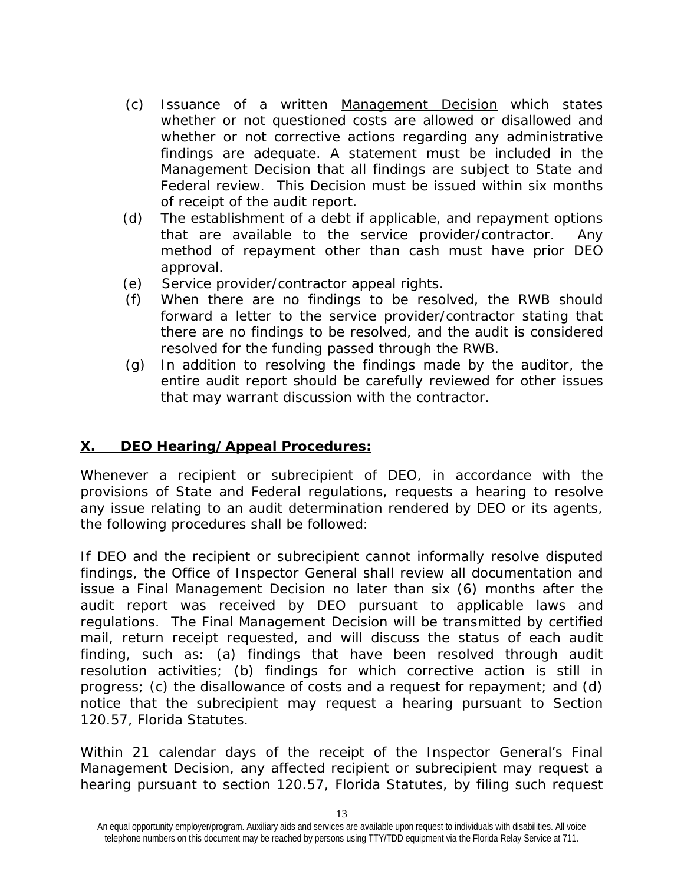(c) Issuance of a written Management Decision which states whether or not questioned costs are allowed or disallowed and whether or not corrective actions regarding any administrative findings are adequate. A statement must be included in the Management Decision that all findings are subject to State and Federal review. This Decision must be issued within six months of receipt of the audit report.

(d) The establishment of a debt if applicable, and repayment options that are available to the service provider/contractor. Any method of repayment other than cash must have prior DEO approval.

(e) Service provider/contractor appeal rights.

(f) When there are no findings to be resolved, the RWB should forward a letter to the service provider/contractor stating that there are no findings to be resolved, and the audit is considered resolved for the funding passed through the RWB.

(g) In addition to resolving the findings made by the auditor, the entire audit report should be carefully reviewed for other issues that may warrant discussion with the contractor.

## X. DEO Hearing/Appeal Procedures:

Whenever a recipient or subrecipient of DEO, in accordance with the provisions of State and Federal regulations, requests a hearing to resolve any issue relating to an audit determination rendered by DEO or its agents, the following procedures shall be followed:

If DEO and the recipient or subrecipient cannot informally resolve disputed findings, the Office of Inspector General shall review all documentation and issue a Final Management Decision no later than six (6) months after the audit report was received by DEO pursuant to applicable laws and regulations. The Final Management Decision will be transmitted by certified mail, return receipt requested, and will discuss the status of each audit finding, such as: (a) findings that have been resolved through audit resolution activities; (b) findings for which corrective action is still in progress; (c) the disallowance of costs and a request for repayment; and (d) notice that the subrecipient may request a hearing pursuant to Section 120.57, Florida Statutes.

Within 21 calendar days of the receipt of the Inspector General's Final Management Decision, any affected recipient or subrecipient may request a hearing pursuant to section 120.57, Florida Statutes, by filing such request

An equal opportunity employer/program. Auxiliary aids and services are available upon request to individuals with disabilities. All voice telephone numbers on this document may be reached by persons using TTY/TDD equipment via the Florida Relay Service at 711.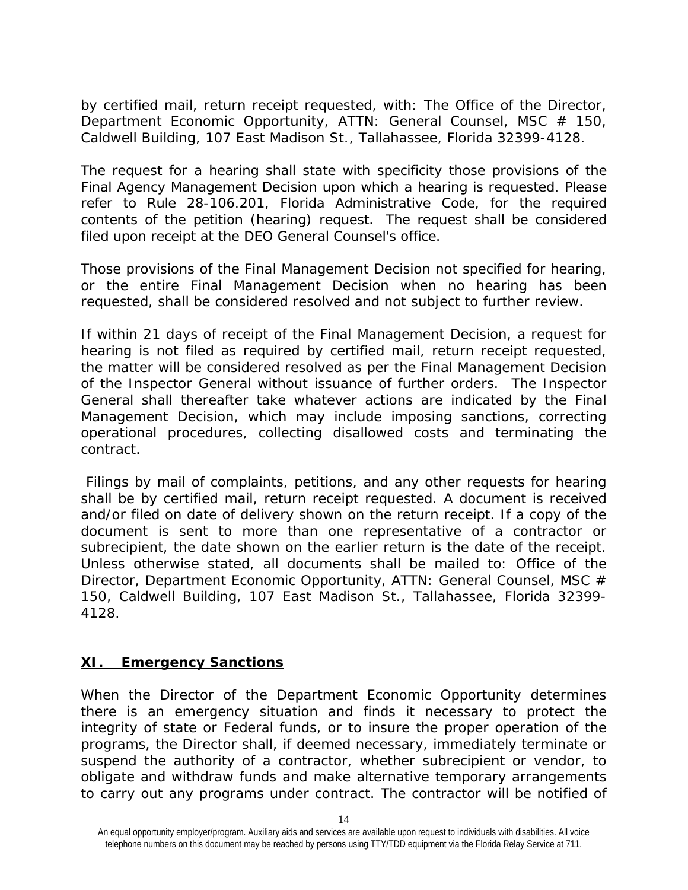by certified mail, return receipt requested, with: The Office of the Director, Department Economic Opportunity, ATTN: General Counsel, MSC # 150, Caldwell Building, 107 East Madison St., Tallahassee, Florida 32399-4128.

The request for a hearing shall state with specificity those provisions of the Final Agency Management Decision upon which a hearing is requested. Please refer to Rule 28-106.201, Florida Administrative Code, for the required contents of the petition (hearing) request. The request shall be considered filed upon receipt at the DEO General Counsel's office.

Those provisions of the Final Management Decision not specified for hearing, or the entire Final Management Decision when no hearing has been requested, shall be considered resolved and not subject to further review.

If within 21 days of receipt of the Final Management Decision, a request for hearing is not filed as required by certified mail, return receipt requested, the matter will be considered resolved as per the Final Management Decision of the Inspector General without issuance of further orders. The Inspector General shall thereafter take whatever actions are indicated by the Final Management Decision, which may include imposing sanctions, correcting operational procedures, collecting disallowed costs and terminating the contract.

Filings by mail of complaints, petitions, and any other requests for hearing shall be by certified mail, return receipt requested. A document is received and/or filed on date of delivery shown on the return receipt. If a copy of the document is sent to more than one representative of a contractor or subrecipient, the date shown on the earlier return is the date of the receipt. Unless otherwise stated, all documents shall be mailed to: Office of the Director, Department Economic Opportunity, ATTN: General Counsel, MSC # 150, Caldwell Building, 107 East Madison St., Tallahassee, Florida 32399-4128.

## XI. Emergency Sanctions

When the Director of the Department Economic Opportunity determines there is an emergency situation and finds it necessary to protect the integrity of state or Federal funds, or to insure the proper operation of the programs, the Director shall, if deemed necessary, immediately terminate or suspend the authority of a contractor, whether subrecipient or vendor, to obligate and withdraw funds and make alternative temporary arrangements to carry out any programs under contract. The contractor will be notified of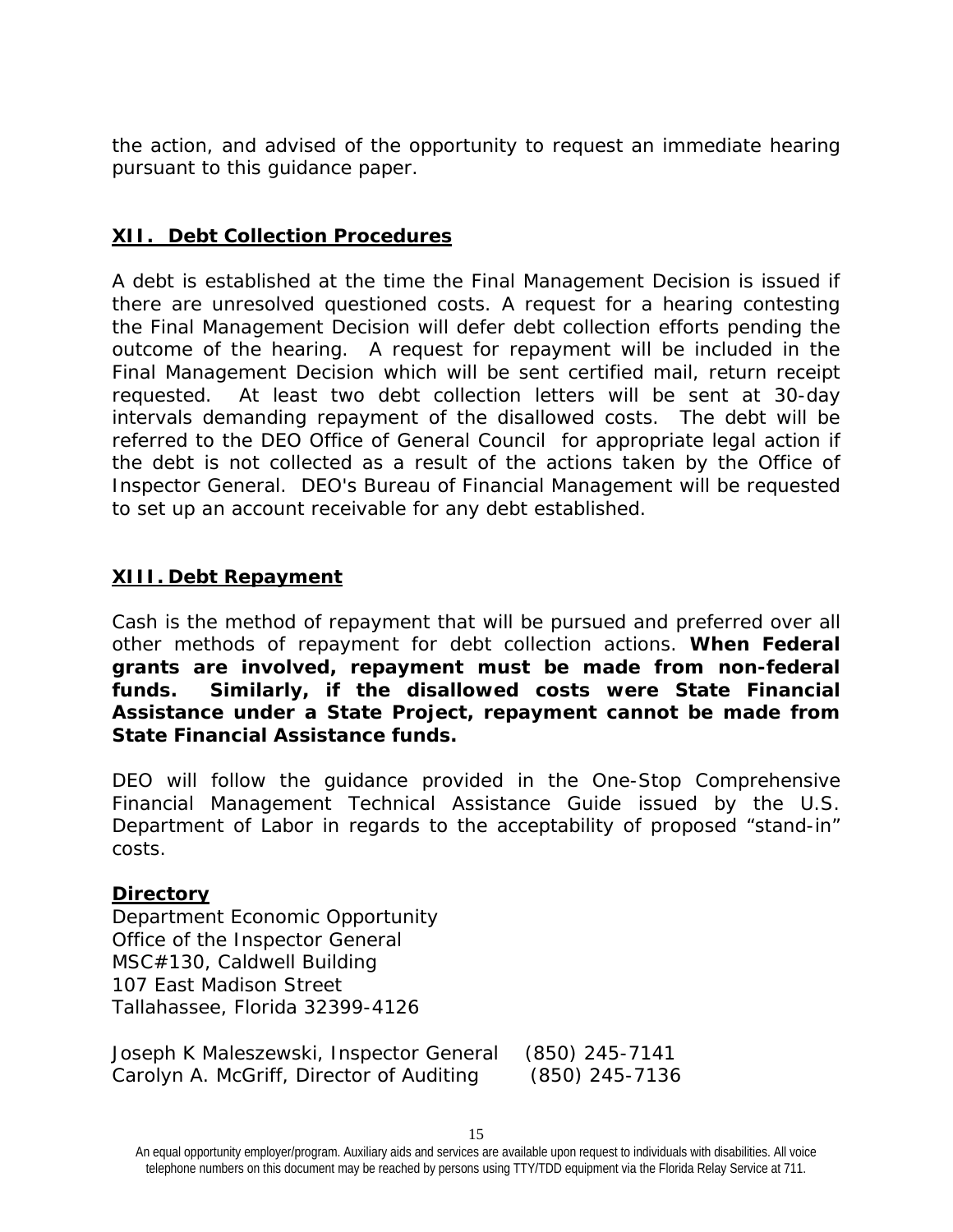the action, and advised of the opportunity to request an immediate hearing pursuant to this guidance paper.

## XII. Debt Collection Procedures

A debt is established at the time the Final Management Decision is issued if there are unresolved questioned costs. A request for a hearing contesting the Final Management Decision will defer debt collection efforts pending the outcome of the hearing. A request for repayment will be included in the Final Management Decision which will be sent certified mail, return receipt requested. At least two debt collection letters will be sent at 30-day intervals demanding repayment of the disallowed costs. The debt will be referred to the DEO Office of General Council for appropriate legal action if the debt is not collected as a result of the actions taken by the Office of Inspector General. DEO's Bureau of Financial Management will be requested to set up an account receivable for any debt established.

## XIII. Debt Repayment

Cash is the method of repayment that will be pursued and preferred over all other methods of repayment for debt collection actions. **When Federal grants are involved, repayment must be made from non-federal funds. Similarly, if the disallowed costs were State Financial Assistance under a State Project, repayment cannot be made from State Financial Assistance funds.**

DEO will follow the guidance provided in the One-Stop Comprehensive Financial Management Technical Assistance Guide issued by the U.S. Department of Labor in regards to the acceptability of proposed “stand-in” costs.

**Directory**

Department Economic Opportunity
Office of the Inspector General
MSC#130, Caldwell Building
107 East Madison Street
Tallahassee, Florida 32399-4126

Joseph K Maleszewski, Inspector General (850) 245-7141
Carolyn A. McGriff, Director of Auditing (850) 245-7136

An equal opportunity employer/program. Auxiliary aids and services are available upon request to individuals with disabilities. All voice telephone numbers on this document may be reached by persons using TTY/TDD equipment via the Florida Relay Service at 711.